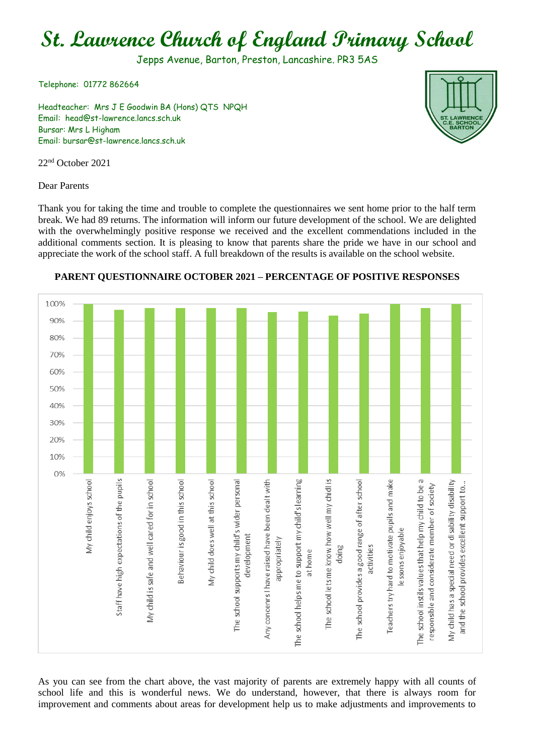# St. Lawrence Church of England Primary School

Jepps Avenue, Barton, Preston, Lancashire. PR3 5AS

Telephone: 01772 862664

Headteacher: Mrs J E Goodwin BA (Hons) QTS NPQH
Email: head@st-lawrence.lancs.sch.uk
Bursar: Mrs L Higham
Email: bursar@st-lawrence.lancs.sch.uk

22nd October 2021

Dear Parents

Thank you for taking the time and trouble to complete the questionnaires we sent home prior to the half term break. We had 89 returns. The information will inform our future development of the school. We are delighted with the overwhelmingly positive response we received and the excellent commendations included in the additional comments section. It is pleasing to know that parents share the pride we have in our school and appreciate the work of the school staff. A full breakdown of the results is available on the school website.

**PARENT QUESTIONNAIRE OCTOBER 2021 – PERCENTAGE OF POSITIVE RESPONSES**

| Statement | Approximate % positive (read from chart) |
|---|---|
| My child enjoys school | 100% |
| Staff have high expectations of the pupils | 96% |
| My child is safe and well cared for in school | 97% |
| Behaviour is good in this school | 97% |
| My child does well at this school | 97% |
| The school supports my child's wider personal development | 97% |
| Any concerns I have raised have been dealt with appropriately | 95% |
| The school helps me to support my child's learning at home | 95% |
| The school lets me know how well my chidl is doing | 93% |
| The school provides a good range of after school activities | 94% |
| Teachers try hard to motivate pupils and make lessons enjoyable | 100% |
| The school instils values that help my child to be a responsible and considerate member of society | 97% |
| My child has a special need or disability disability and the school provides excellent support to... | 100% |

As you can see from the chart above, the vast majority of parents are extremely happy with all counts of school life and this is wonderful news. We do understand, however, that there is always room for improvement and comments about areas for development help us to make adjustments and improvements to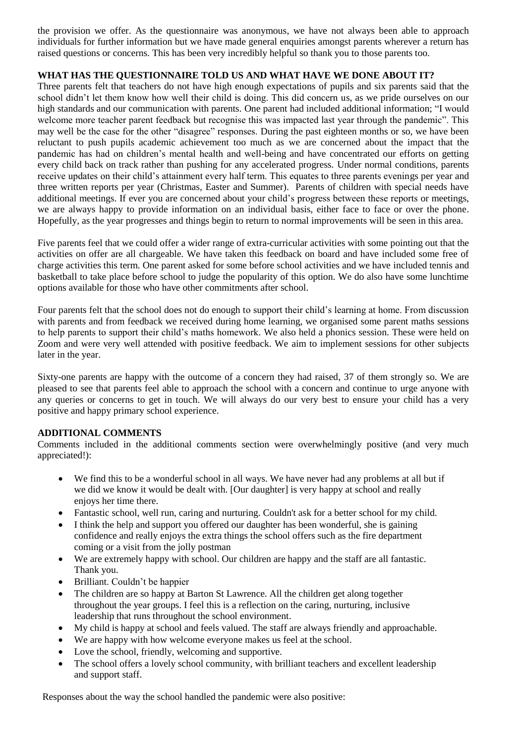the provision we offer. As the questionnaire was anonymous, we have not always been able to approach individuals for further information but we have made general enquiries amongst parents wherever a return has raised questions or concerns. This has been very incredibly helpful so thank you to those parents too.

**WHAT HAS THE QUESTIONNAIRE TOLD US AND WHAT HAVE WE DONE ABOUT IT?**

Three parents felt that teachers do not have high enough expectations of pupils and six parents said that the school didn't let them know how well their child is doing. This did concern us, as we pride ourselves on our high standards and our communication with parents. One parent had included additional information; "I would welcome more teacher parent feedback but recognise this was impacted last year through the pandemic". This may well be the case for the other "disagree" responses. During the past eighteen months or so, we have been reluctant to push pupils academic achievement too much as we are concerned about the impact that the pandemic has had on children's mental health and well-being and have concentrated our efforts on getting every child back on track rather than pushing for any accelerated progress. Under normal conditions, parents receive updates on their child's attainment every half term. This equates to three parents evenings per year and three written reports per year (Christmas, Easter and Summer). Parents of children with special needs have additional meetings. If ever you are concerned about your child's progress between these reports or meetings, we are always happy to provide information on an individual basis, either face to face or over the phone. Hopefully, as the year progresses and things begin to return to normal improvements will be seen in this area.

Five parents feel that we could offer a wider range of extra-curricular activities with some pointing out that the activities on offer are all chargeable. We have taken this feedback on board and have included some free of charge activities this term. One parent asked for some before school activities and we have included tennis and basketball to take place before school to judge the popularity of this option. We do also have some lunchtime options available for those who have other commitments after school.

Four parents felt that the school does not do enough to support their child's learning at home. From discussion with parents and from feedback we received during home learning, we organised some parent maths sessions to help parents to support their child's maths homework. We also held a phonics session. These were held on Zoom and were very well attended with positive feedback. We aim to implement sessions for other subjects later in the year.

Sixty-one parents are happy with the outcome of a concern they had raised, 37 of them strongly so. We are pleased to see that parents feel able to approach the school with a concern and continue to urge anyone with any queries or concerns to get in touch. We will always do our very best to ensure your child has a very positive and happy primary school experience.

**ADDITIONAL COMMENTS**

Comments included in the additional comments section were overwhelmingly positive (and very much appreciated!):

- We find this to be a wonderful school in all ways. We have never had any problems at all but if we did we know it would be dealt with. [Our daughter] is very happy at school and really enjoys her time there.
- Fantastic school, well run, caring and nurturing. Couldn't ask for a better school for my child.
- I think the help and support you offered our daughter has been wonderful, she is gaining confidence and really enjoys the extra things the school offers such as the fire department coming or a visit from the jolly postman
- We are extremely happy with school. Our children are happy and the staff are all fantastic. Thank you.
- Brilliant. Couldn't be happier
- The children are so happy at Barton St Lawrence. All the children get along together throughout the year groups. I feel this is a reflection on the caring, nurturing, inclusive leadership that runs throughout the school environment.
- My child is happy at school and feels valued. The staff are always friendly and approachable.
- We are happy with how welcome everyone makes us feel at the school.
- Love the school, friendly, welcoming and supportive.
- The school offers a lovely school community, with brilliant teachers and excellent leadership and support staff.

Responses about the way the school handled the pandemic were also positive: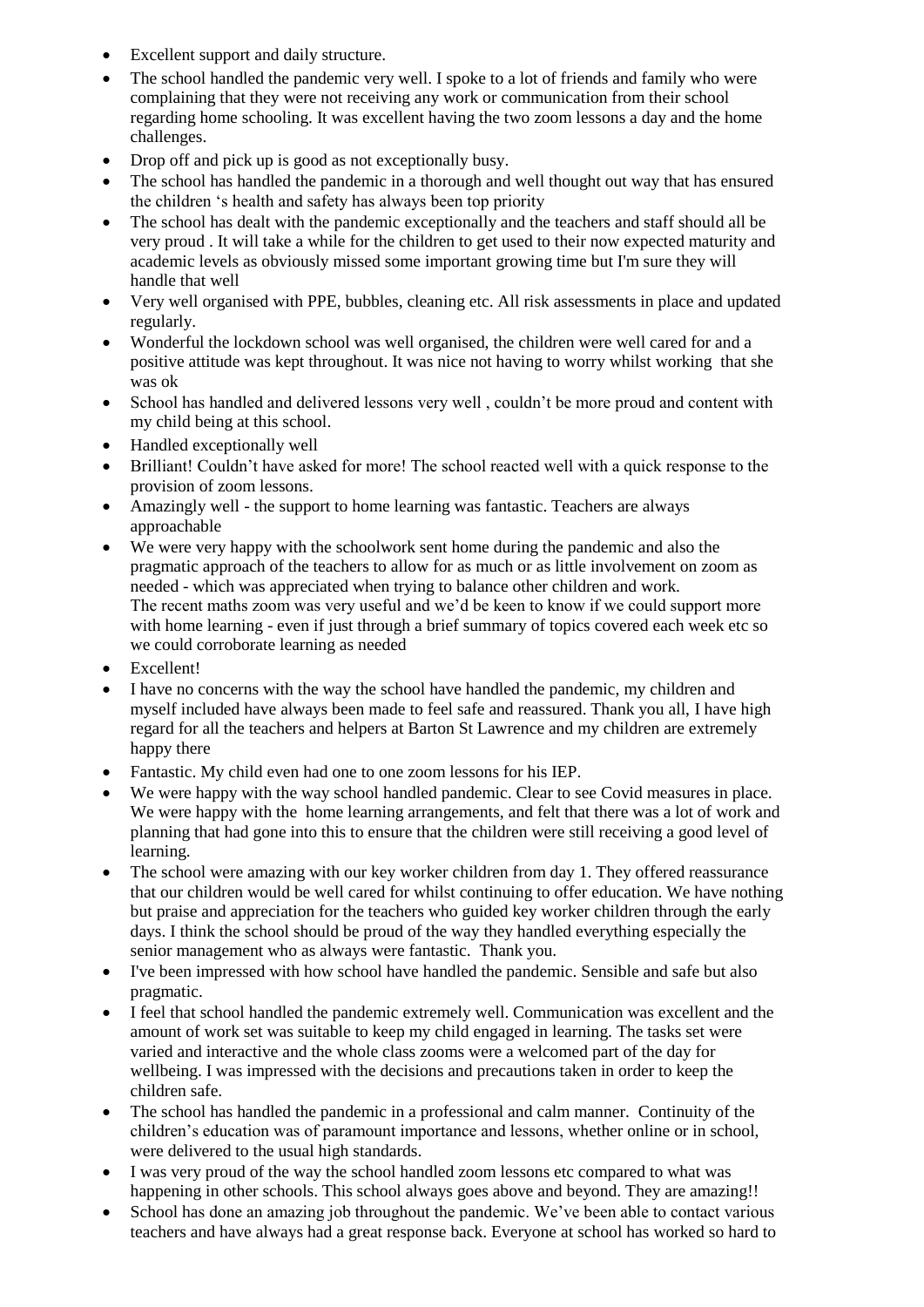- Excellent support and daily structure.
- The school handled the pandemic very well. I spoke to a lot of friends and family who were complaining that they were not receiving any work or communication from their school regarding home schooling. It was excellent having the two zoom lessons a day and the home challenges.
- Drop off and pick up is good as not exceptionally busy.
- The school has handled the pandemic in a thorough and well thought out way that has ensured the children 's health and safety has always been top priority
- The school has dealt with the pandemic exceptionally and the teachers and staff should all be very proud . It will take a while for the children to get used to their now expected maturity and academic levels as obviously missed some important growing time but I'm sure they will handle that well
- Very well organised with PPE, bubbles, cleaning etc. All risk assessments in place and updated regularly.
- Wonderful the lockdown school was well organised, the children were well cared for and a positive attitude was kept throughout. It was nice not having to worry whilst working that she was ok
- School has handled and delivered lessons very well , couldn't be more proud and content with my child being at this school.
- Handled exceptionally well
- Brilliant! Couldn't have asked for more! The school reacted well with a quick response to the provision of zoom lessons.
- Amazingly well - the support to home learning was fantastic. Teachers are always approachable
- We were very happy with the schoolwork sent home during the pandemic and also the pragmatic approach of the teachers to allow for as much or as little involvement on zoom as needed - which was appreciated when trying to balance other children and work.
  The recent maths zoom was very useful and we'd be keen to know if we could support more with home learning - even if just through a brief summary of topics covered each week etc so we could corroborate learning as needed
- Excellent!
- I have no concerns with the way the school have handled the pandemic, my children and myself included have always been made to feel safe and reassured. Thank you all, I have high regard for all the teachers and helpers at Barton St Lawrence and my children are extremely happy there
- Fantastic. My child even had one to one zoom lessons for his IEP.
- We were happy with the way school handled pandemic. Clear to see Covid measures in place. We were happy with the home learning arrangements, and felt that there was a lot of work and planning that had gone into this to ensure that the children were still receiving a good level of learning.
- The school were amazing with our key worker children from day 1. They offered reassurance that our children would be well cared for whilst continuing to offer education. We have nothing but praise and appreciation for the teachers who guided key worker children through the early days. I think the school should be proud of the way they handled everything especially the senior management who as always were fantastic. Thank you.
- I've been impressed with how school have handled the pandemic. Sensible and safe but also pragmatic.
- I feel that school handled the pandemic extremely well. Communication was excellent and the amount of work set was suitable to keep my child engaged in learning. The tasks set were varied and interactive and the whole class zooms were a welcomed part of the day for wellbeing. I was impressed with the decisions and precautions taken in order to keep the children safe.
- The school has handled the pandemic in a professional and calm manner. Continuity of the children's education was of paramount importance and lessons, whether online or in school, were delivered to the usual high standards.
- I was very proud of the way the school handled zoom lessons etc compared to what was happening in other schools. This school always goes above and beyond. They are amazing!!
- School has done an amazing job throughout the pandemic. We've been able to contact various teachers and have always had a great response back. Everyone at school has worked so hard to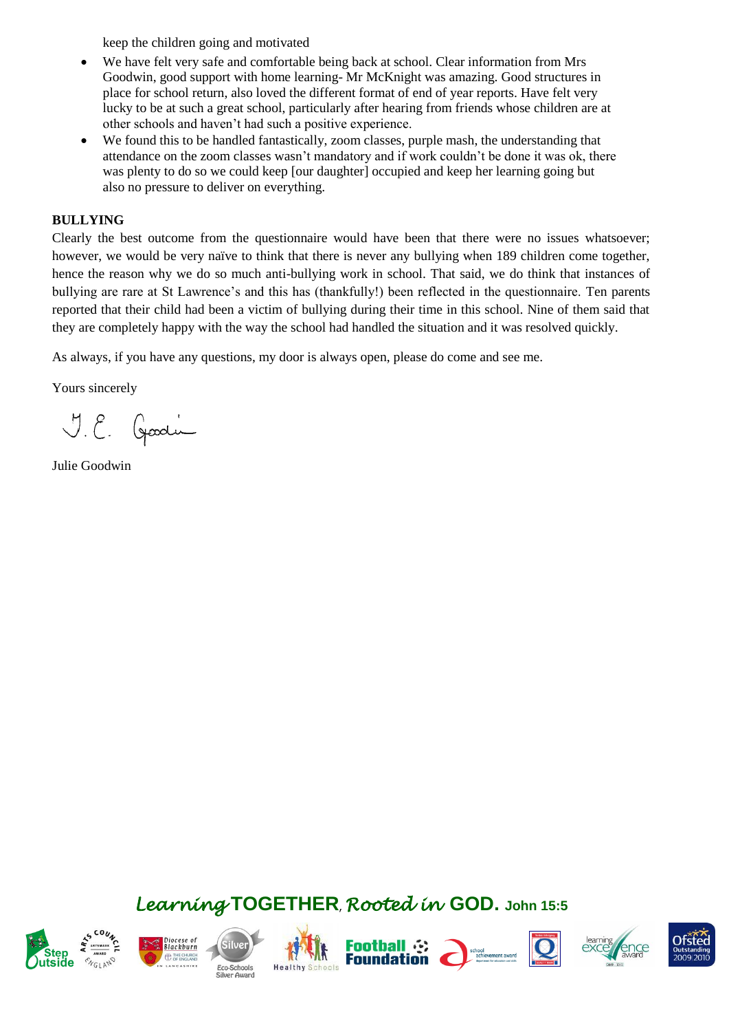keep the children going and motivated

- We have felt very safe and comfortable being back at school. Clear information from Mrs Goodwin, good support with home learning- Mr McKnight was amazing. Good structures in place for school return, also loved the different format of end of year reports. Have felt very lucky to be at such a great school, particularly after hearing from friends whose children are at other schools and haven't had such a positive experience.
- We found this to be handled fantastically, zoom classes, purple mash, the understanding that attendance on the zoom classes wasn't mandatory and if work couldn't be done it was ok, there was plenty to do so we could keep [our daughter] occupied and keep her learning going but also no pressure to deliver on everything.

**BULLYING**

Clearly the best outcome from the questionnaire would have been that there were no issues whatsoever; however, we would be very naïve to think that there is never any bullying when 189 children come together, hence the reason why we do so much anti-bullying work in school. That said, we do think that instances of bullying are rare at St Lawrence's and this has (thankfully!) been reflected in the questionnaire. Ten parents reported that their child had been a victim of bullying during their time in this school. Nine of them said that they are completely happy with the way the school had handled the situation and it was resolved quickly.

As always, if you have any questions, my door is always open, please do come and see me.

Yours sincerely

J. E. Goodwin

Julie Goodwin

*Learning* **TOGETHER**, *Rooted in* **GOD. John 15:5**